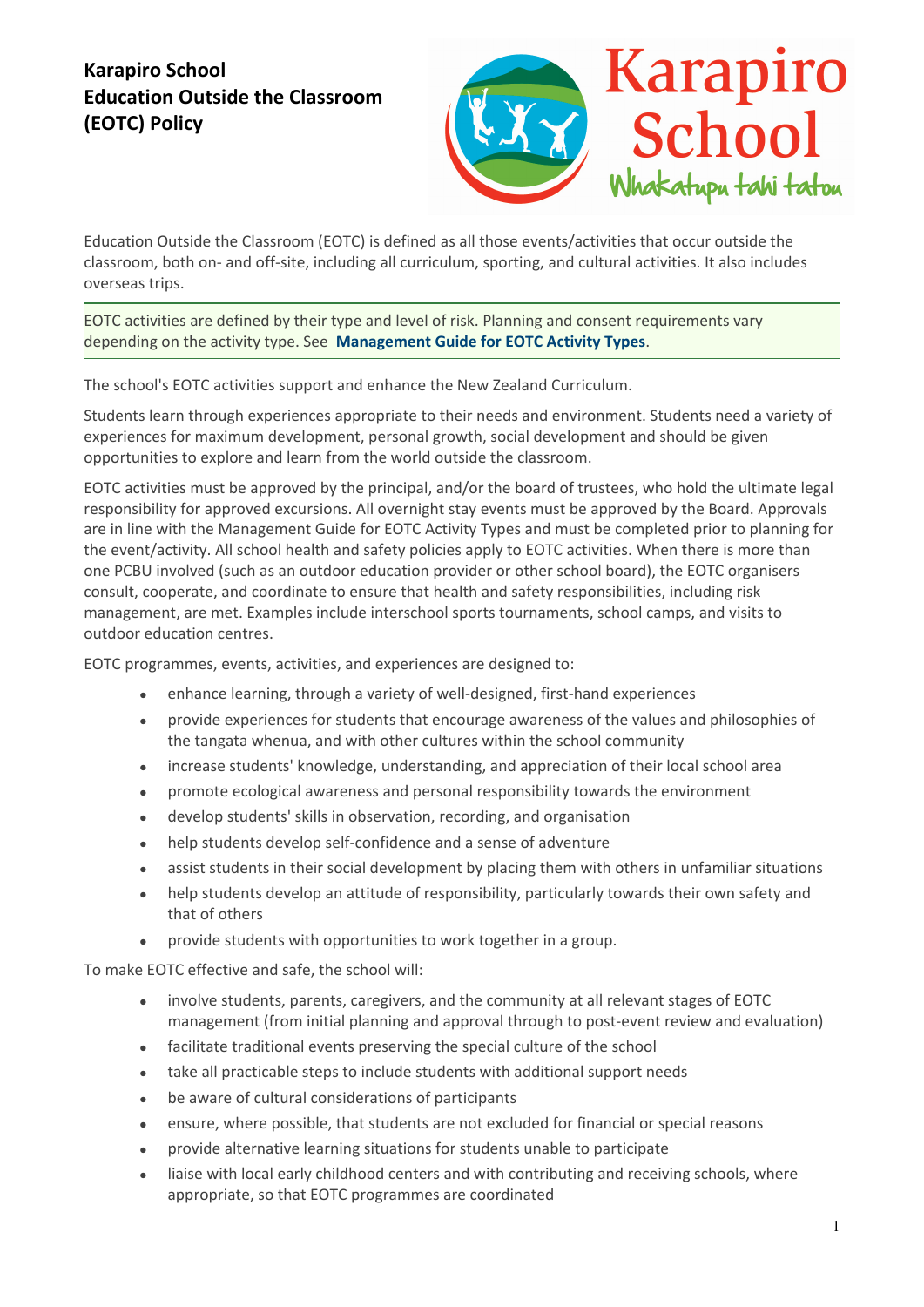# Karapiro School
# Education Outside the Classroom (EOTC) Policy

Education Outside the Classroom (EOTC) is defined as all those events/activities that occur outside the classroom, both on- and off-site, including all curriculum, sporting, and cultural activities. It also includes overseas trips.

EOTC activities are defined by their type and level of risk. Planning and consent requirements vary depending on the activity type. See **Management Guide for EOTC Activity Types**.

The school's EOTC activities support and enhance the New Zealand Curriculum.

Students learn through experiences appropriate to their needs and environment. Students need a variety of experiences for maximum development, personal growth, social development and should be given opportunities to explore and learn from the world outside the classroom.

EOTC activities must be approved by the principal, and/or the board of trustees, who hold the ultimate legal responsibility for approved excursions. All overnight stay events must be approved by the Board. Approvals are in line with the Management Guide for EOTC Activity Types and must be completed prior to planning for the event/activity. All school health and safety policies apply to EOTC activities. When there is more than one PCBU involved (such as an outdoor education provider or other school board), the EOTC organisers consult, cooperate, and coordinate to ensure that health and safety responsibilities, including risk management, are met. Examples include interschool sports tournaments, school camps, and visits to outdoor education centres.

EOTC programmes, events, activities, and experiences are designed to:

- enhance learning, through a variety of well-designed, first-hand experiences
- provide experiences for students that encourage awareness of the values and philosophies of the tangata whenua, and with other cultures within the school community
- increase students' knowledge, understanding, and appreciation of their local school area
- promote ecological awareness and personal responsibility towards the environment
- develop students' skills in observation, recording, and organisation
- help students develop self-confidence and a sense of adventure
- assist students in their social development by placing them with others in unfamiliar situations
- help students develop an attitude of responsibility, particularly towards their own safety and that of others
- provide students with opportunities to work together in a group.

To make EOTC effective and safe, the school will:

- involve students, parents, caregivers, and the community at all relevant stages of EOTC management (from initial planning and approval through to post-event review and evaluation)
- facilitate traditional events preserving the special culture of the school
- take all practicable steps to include students with additional support needs
- be aware of cultural considerations of participants
- ensure, where possible, that students are not excluded for financial or special reasons
- provide alternative learning situations for students unable to participate
- liaise with local early childhood centers and with contributing and receiving schools, where appropriate, so that EOTC programmes are coordinated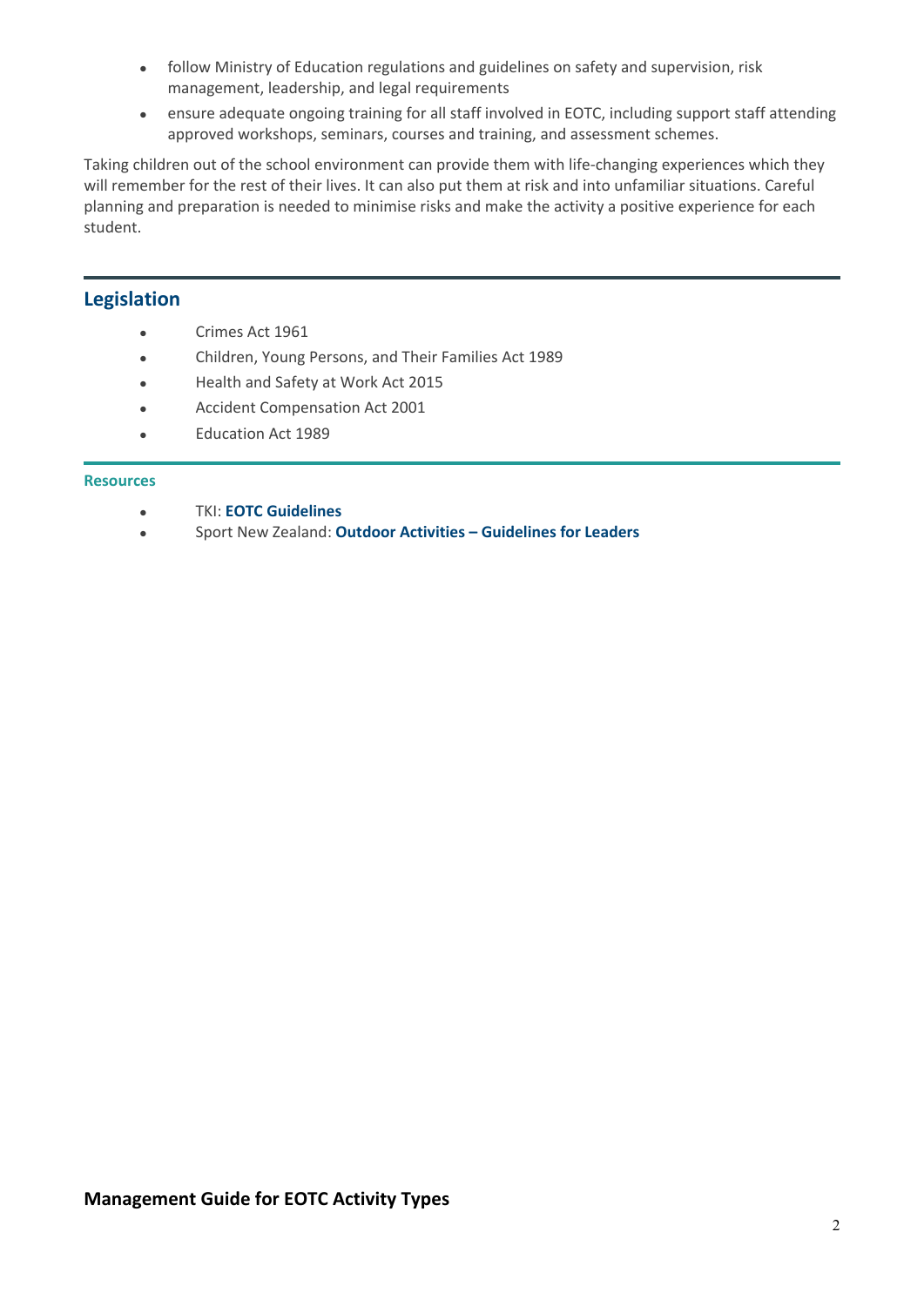- follow Ministry of Education regulations and guidelines on safety and supervision, risk management, leadership, and legal requirements
- ensure adequate ongoing training for all staff involved in EOTC, including support staff attending approved workshops, seminars, courses and training, and assessment schemes.

Taking children out of the school environment can provide them with life-changing experiences which they will remember for the rest of their lives. It can also put them at risk and into unfamiliar situations. Careful planning and preparation is needed to minimise risks and make the activity a positive experience for each student.

## Legislation

- Crimes Act 1961
- Children, Young Persons, and Their Families Act 1989
- Health and Safety at Work Act 2015
- Accident Compensation Act 2001
- Education Act 1989

### Resources

- TKI: **EOTC Guidelines**
- Sport New Zealand: **Outdoor Activities – Guidelines for Leaders**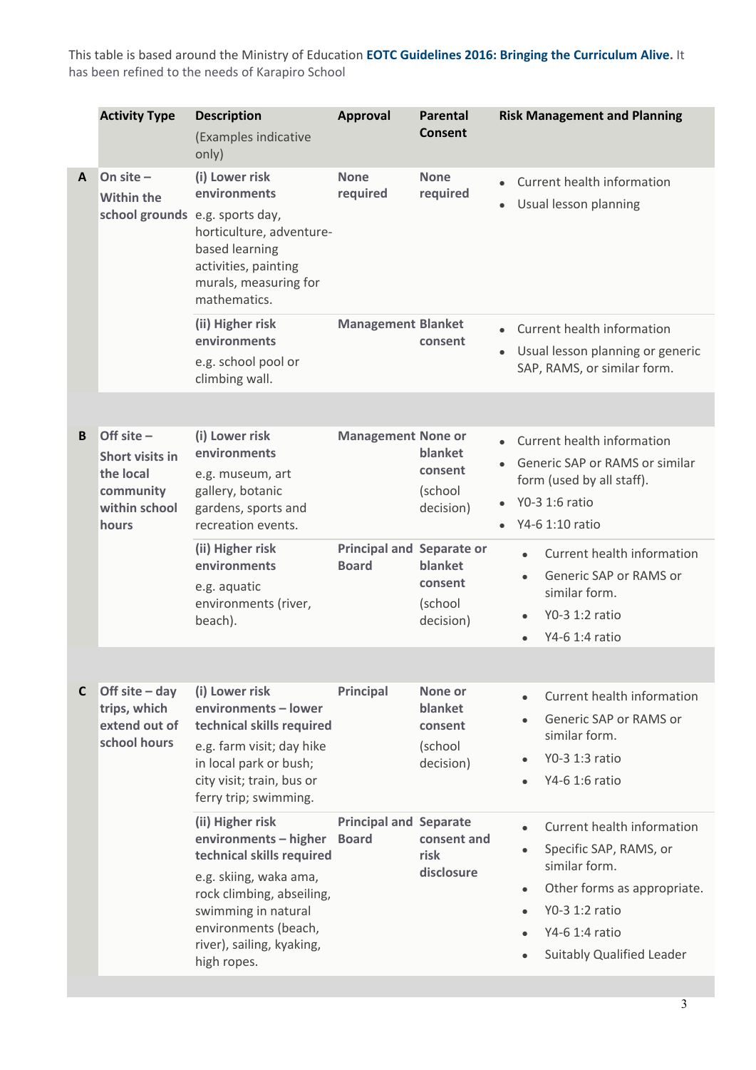This table is based around the Ministry of Education **EOTC Guidelines 2016: Bringing the Curriculum Alive.** It has been refined to the needs of Karapiro School

| | Activity Type | Description (Examples indicative only) | Approval | Parental Consent | Risk Management and Planning |
|---|---|---|---|---|---|
| **A** | **On site – Within the school grounds** | **(i) Lower risk environments** e.g. sports day, horticulture, adventure-based learning activities, painting murals, measuring for mathematics. | **None required** | **None required** | • Current health information<br>• Usual lesson planning |
| | | **(ii) Higher risk environments** e.g. school pool or climbing wall. | **Management** | **Blanket consent** | • Current health information<br>• Usual lesson planning or generic SAP, RAMS, or similar form. |
| **B** | **Off site – Short visits in the local community within school hours** | **(i) Lower risk environments** e.g. museum, art gallery, botanic gardens, sports and recreation events. | **Management** | **None or blanket consent** (school decision) | • Current health information<br>• Generic SAP or RAMS or similar form (used by all staff).<br>• Y0-3 1:6 ratio<br>• Y4-6 1:10 ratio |
| | | **(ii) Higher risk environments** e.g. aquatic environments (river, beach). | **Principal and Board** | **Separate or blanket consent** (school decision) | • Current health information<br>• Generic SAP or RAMS or similar form.<br>• Y0-3 1:2 ratio<br>• Y4-6 1:4 ratio |
| **C** | **Off site – day trips, which extend out of school hours** | **(i) Lower risk environments – lower technical skills required** e.g. farm visit; day hike in local park or bush; city visit; train, bus or ferry trip; swimming. | **Principal** | **None or blanket consent** (school decision) | • Current health information<br>• Generic SAP or RAMS or similar form.<br>• Y0-3 1:3 ratio<br>• Y4-6 1:6 ratio |
| | | **(ii) Higher risk environments – higher technical skills required** e.g. skiing, waka ama, rock climbing, abseiling, swimming in natural environments (beach, river), sailing, kyaking, high ropes. | **Principal and Board** | **Separate consent and risk disclosure** | • Current health information<br>• Specific SAP, RAMS, or similar form.<br>• Other forms as appropriate.<br>• Y0-3 1:2 ratio<br>• Y4-6 1:4 ratio<br>• Suitably Qualified Leader |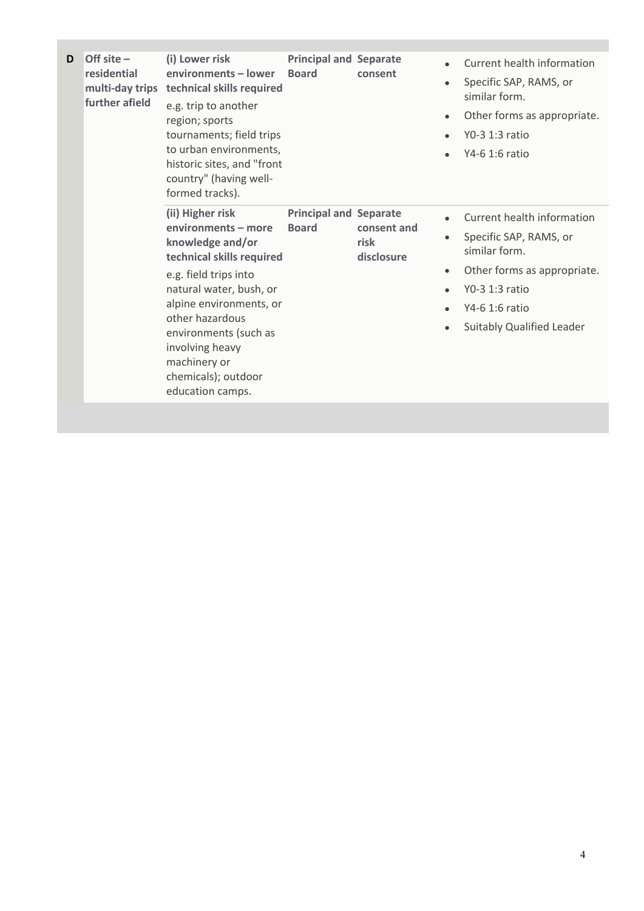| | | | | | |
|---|---|---|---|---|---|
| **D** | **Off site – residential multi-day trips further afield** | **(i) Lower risk environments – lower technical skills required**<br>e.g. trip to another region; sports tournaments; field trips to urban environments, historic sites, and "front country" (having well-formed tracks). | **Principal and Board** | **Separate consent** | • Current health information<br>• Specific SAP, RAMS, or similar form.<br>• Other forms as appropriate.<br>• Y0-3 1:3 ratio<br>• Y4-6 1:6 ratio |
| | | **(ii) Higher risk environments – more knowledge and/or technical skills required**<br>e.g. field trips into natural water, bush, or alpine environments, or other hazardous environments (such as involving heavy machinery or chemicals); outdoor education camps. | **Principal and Board** | **Separate consent and risk disclosure** | • Current health information<br>• Specific SAP, RAMS, or similar form.<br>• Other forms as appropriate.<br>• Y0-3 1:3 ratio<br>• Y4-6 1:6 ratio<br>• Suitably Qualified Leader |